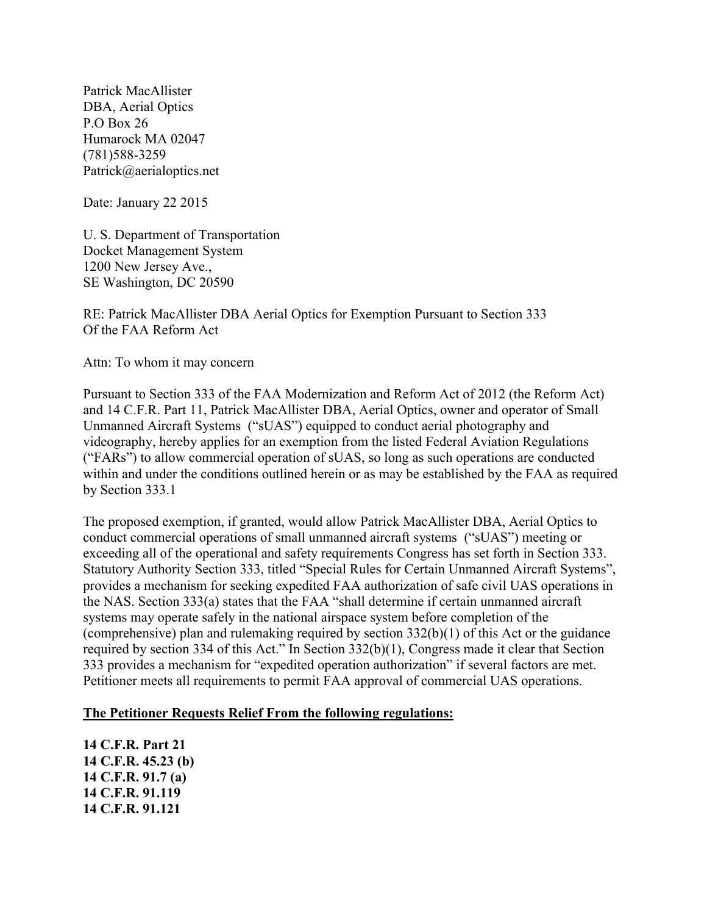Patrick MacAllister
DBA, Aerial Optics
P.O Box 26
Humarock MA 02047
(781)588-3259
Patrick@aerialoptics.net

Date: January 22 2015

U. S. Department of Transportation
Docket Management System
1200 New Jersey Ave.,
SE Washington, DC 20590

RE: Patrick MacAllister DBA Aerial Optics for Exemption Pursuant to Section 333 Of the FAA Reform Act

Attn: To whom it may concern

Pursuant to Section 333 of the FAA Modernization and Reform Act of 2012 (the Reform Act) and 14 C.F.R. Part 11, Patrick MacAllister DBA, Aerial Optics, owner and operator of Small Unmanned Aircraft Systems ("sUAS") equipped to conduct aerial photography and videography, hereby applies for an exemption from the listed Federal Aviation Regulations ("FARs") to allow commercial operation of sUAS, so long as such operations are conducted within and under the conditions outlined herein or as may be established by the FAA as required by Section 333.1

The proposed exemption, if granted, would allow Patrick MacAllister DBA, Aerial Optics to conduct commercial operations of small unmanned aircraft systems ("sUAS") meeting or exceeding all of the operational and safety requirements Congress has set forth in Section 333. Statutory Authority Section 333, titled "Special Rules for Certain Unmanned Aircraft Systems", provides a mechanism for seeking expedited FAA authorization of safe civil UAS operations in the NAS. Section 333(a) states that the FAA "shall determine if certain unmanned aircraft systems may operate safely in the national airspace system before completion of the (comprehensive) plan and rulemaking required by section 332(b)(1) of this Act or the guidance required by section 334 of this Act." In Section 332(b)(1), Congress made it clear that Section 333 provides a mechanism for "expedited operation authorization" if several factors are met. Petitioner meets all requirements to permit FAA approval of commercial UAS operations.

**The Petitioner Requests Relief From the following regulations:**

**14 C.F.R. Part 21**
**14 C.F.R. 45.23 (b)**
**14 C.F.R. 91.7 (a)**
**14 C.F.R. 91.119**
**14 C.F.R. 91.121**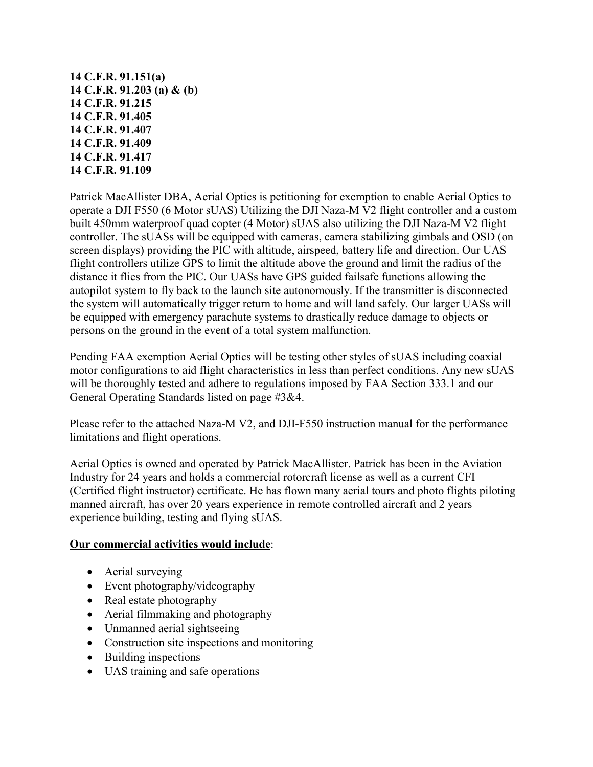**14 C.F.R. 91.151(a)**
**14 C.F.R. 91.203 (a) & (b)**
**14 C.F.R. 91.215**
**14 C.F.R. 91.405**
**14 C.F.R. 91.407**
**14 C.F.R. 91.409**
**14 C.F.R. 91.417**
**14 C.F.R. 91.109**

Patrick MacAllister DBA, Aerial Optics is petitioning for exemption to enable Aerial Optics to operate a DJI F550 (6 Motor sUAS) Utilizing the DJI Naza-M V2 flight controller and a custom built 450mm waterproof quad copter (4 Motor) sUAS also utilizing the DJI Naza-M V2 flight controller. The sUASs will be equipped with cameras, camera stabilizing gimbals and OSD (on screen displays) providing the PIC with altitude, airspeed, battery life and direction. Our UAS flight controllers utilize GPS to limit the altitude above the ground and limit the radius of the distance it flies from the PIC. Our UASs have GPS guided failsafe functions allowing the autopilot system to fly back to the launch site autonomously. If the transmitter is disconnected the system will automatically trigger return to home and will land safely. Our larger UASs will be equipped with emergency parachute systems to drastically reduce damage to objects or persons on the ground in the event of a total system malfunction.

Pending FAA exemption Aerial Optics will be testing other styles of sUAS including coaxial motor configurations to aid flight characteristics in less than perfect conditions. Any new sUAS will be thoroughly tested and adhere to regulations imposed by FAA Section 333.1 and our General Operating Standards listed on page #3&4.

Please refer to the attached Naza-M V2, and DJI-F550 instruction manual for the performance limitations and flight operations.

Aerial Optics is owned and operated by Patrick MacAllister. Patrick has been in the Aviation Industry for 24 years and holds a commercial rotorcraft license as well as a current CFI (Certified flight instructor) certificate. He has flown many aerial tours and photo flights piloting manned aircraft, has over 20 years experience in remote controlled aircraft and 2 years experience building, testing and flying sUAS.

**Our commercial activities would include**:

- Aerial surveying
- Event photography/videography
- Real estate photography
- Aerial filmmaking and photography
- Unmanned aerial sightseeing
- Construction site inspections and monitoring
- Building inspections
- UAS training and safe operations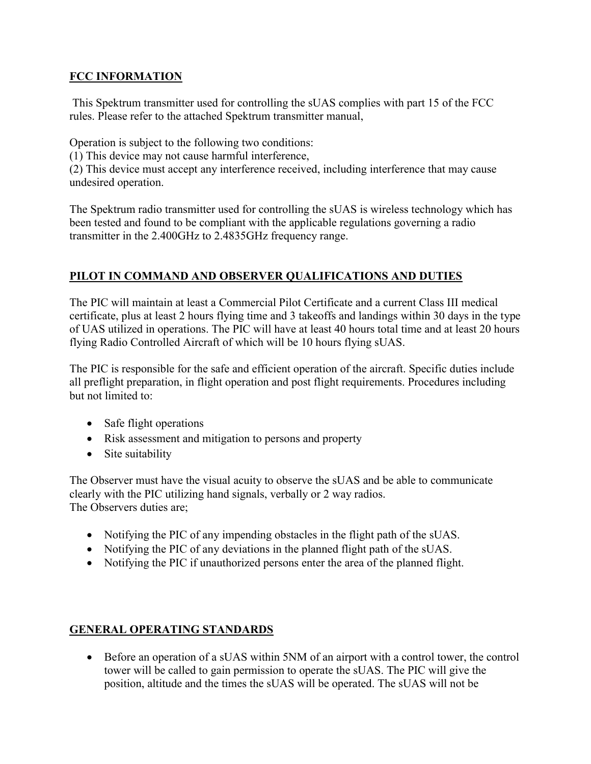## FCC INFORMATION

This Spektrum transmitter used for controlling the sUAS complies with part 15 of the FCC rules. Please refer to the attached Spektrum transmitter manual,

Operation is subject to the following two conditions:
(1) This device may not cause harmful interference,
(2) This device must accept any interference received, including interference that may cause undesired operation.

The Spektrum radio transmitter used for controlling the sUAS is wireless technology which has been tested and found to be compliant with the applicable regulations governing a radio transmitter in the 2.400GHz to 2.4835GHz frequency range.

## PILOT IN COMMAND AND OBSERVER QUALIFICATIONS AND DUTIES

The PIC will maintain at least a Commercial Pilot Certificate and a current Class III medical certificate, plus at least 2 hours flying time and 3 takeoffs and landings within 30 days in the type of UAS utilized in operations. The PIC will have at least 40 hours total time and at least 20 hours flying Radio Controlled Aircraft of which will be 10 hours flying sUAS.

The PIC is responsible for the safe and efficient operation of the aircraft. Specific duties include all preflight preparation, in flight operation and post flight requirements. Procedures including but not limited to:

- Safe flight operations
- Risk assessment and mitigation to persons and property
- Site suitability

The Observer must have the visual acuity to observe the sUAS and be able to communicate clearly with the PIC utilizing hand signals, verbally or 2 way radios.
The Observers duties are;

- Notifying the PIC of any impending obstacles in the flight path of the sUAS.
- Notifying the PIC of any deviations in the planned flight path of the sUAS.
- Notifying the PIC if unauthorized persons enter the area of the planned flight.

## GENERAL OPERATING STANDARDS

- Before an operation of a sUAS within 5NM of an airport with a control tower, the control tower will be called to gain permission to operate the sUAS. The PIC will give the position, altitude and the times the sUAS will be operated. The sUAS will not be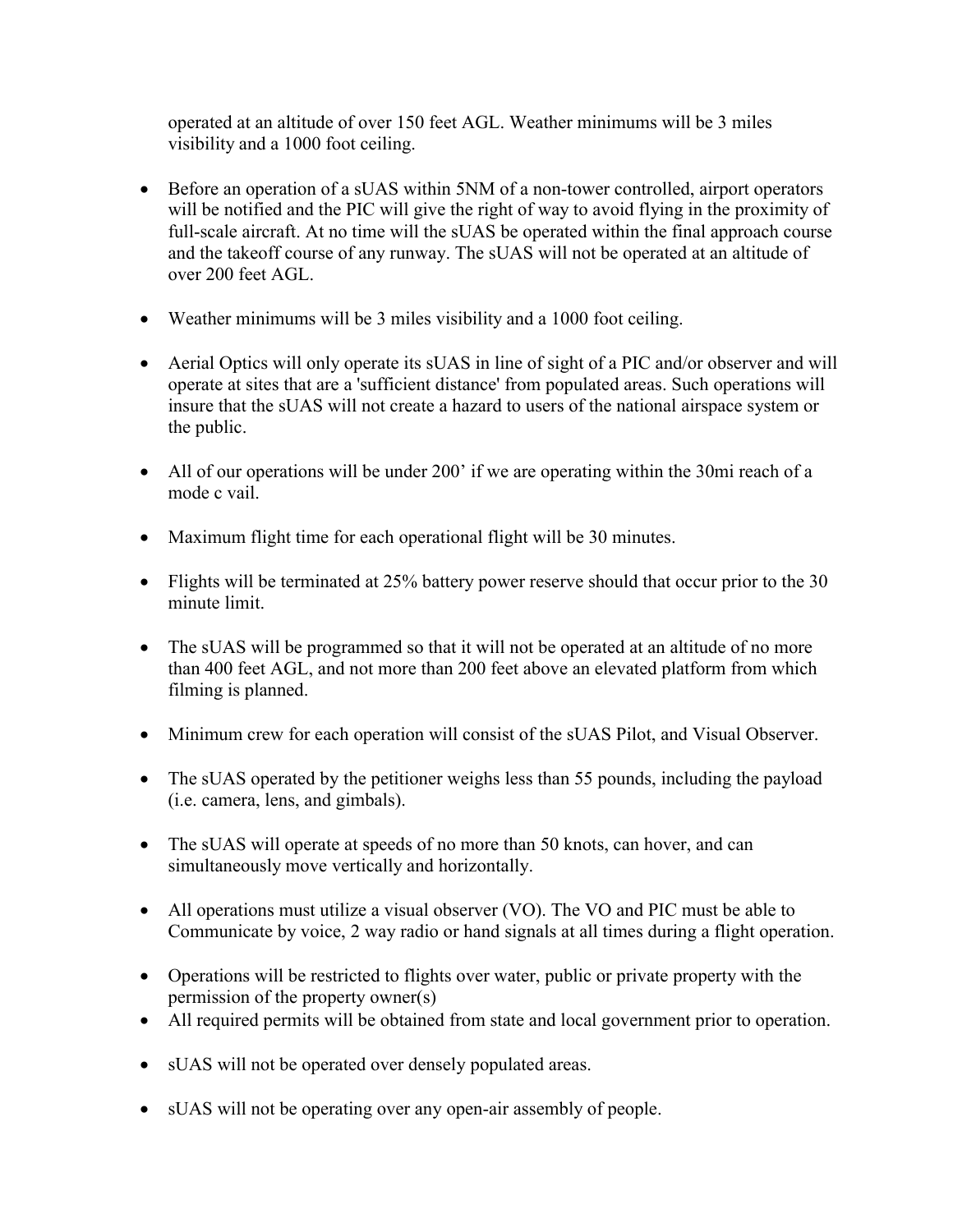operated at an altitude of over 150 feet AGL. Weather minimums will be 3 miles visibility and a 1000 foot ceiling.

- Before an operation of a sUAS within 5NM of a non-tower controlled, airport operators will be notified and the PIC will give the right of way to avoid flying in the proximity of full-scale aircraft. At no time will the sUAS be operated within the final approach course and the takeoff course of any runway. The sUAS will not be operated at an altitude of over 200 feet AGL.

- Weather minimums will be 3 miles visibility and a 1000 foot ceiling.

- Aerial Optics will only operate its sUAS in line of sight of a PIC and/or observer and will operate at sites that are a 'sufficient distance' from populated areas. Such operations will insure that the sUAS will not create a hazard to users of the national airspace system or the public.

- All of our operations will be under 200' if we are operating within the 30mi reach of a mode c vail.

- Maximum flight time for each operational flight will be 30 minutes.

- Flights will be terminated at 25% battery power reserve should that occur prior to the 30 minute limit.

- The sUAS will be programmed so that it will not be operated at an altitude of no more than 400 feet AGL, and not more than 200 feet above an elevated platform from which filming is planned.

- Minimum crew for each operation will consist of the sUAS Pilot, and Visual Observer.

- The sUAS operated by the petitioner weighs less than 55 pounds, including the payload (i.e. camera, lens, and gimbals).

- The sUAS will operate at speeds of no more than 50 knots, can hover, and can simultaneously move vertically and horizontally.

- All operations must utilize a visual observer (VO). The VO and PIC must be able to Communicate by voice, 2 way radio or hand signals at all times during a flight operation.

- Operations will be restricted to flights over water, public or private property with the permission of the property owner(s)
- All required permits will be obtained from state and local government prior to operation.

- sUAS will not be operated over densely populated areas.

- sUAS will not be operating over any open-air assembly of people.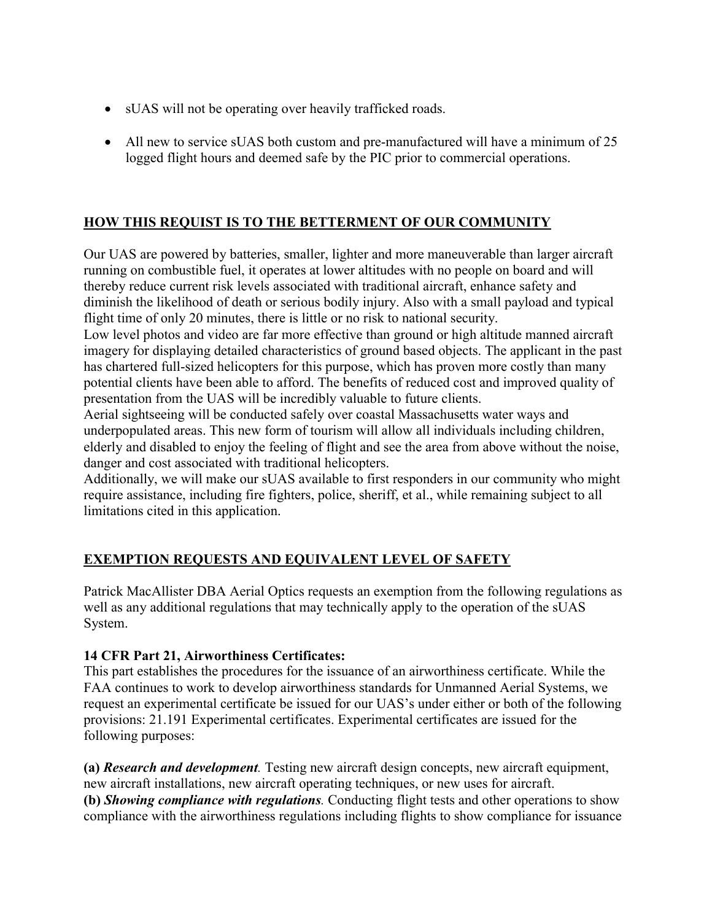- sUAS will not be operating over heavily trafficked roads.
- All new to service sUAS both custom and pre-manufactured will have a minimum of 25 logged flight hours and deemed safe by the PIC prior to commercial operations.

## HOW THIS REQUIST IS TO THE BETTERMENT OF OUR COMMUNITY

Our UAS are powered by batteries, smaller, lighter and more maneuverable than larger aircraft running on combustible fuel, it operates at lower altitudes with no people on board and will thereby reduce current risk levels associated with traditional aircraft, enhance safety and diminish the likelihood of death or serious bodily injury. Also with a small payload and typical flight time of only 20 minutes, there is little or no risk to national security.
Low level photos and video are far more effective than ground or high altitude manned aircraft imagery for displaying detailed characteristics of ground based objects. The applicant in the past has chartered full-sized helicopters for this purpose, which has proven more costly than many potential clients have been able to afford. The benefits of reduced cost and improved quality of presentation from the UAS will be incredibly valuable to future clients.
Aerial sightseeing will be conducted safely over coastal Massachusetts water ways and underpopulated areas. This new form of tourism will allow all individuals including children, elderly and disabled to enjoy the feeling of flight and see the area from above without the noise, danger and cost associated with traditional helicopters.
Additionally, we will make our sUAS available to first responders in our community who might require assistance, including fire fighters, police, sheriff, et al., while remaining subject to all limitations cited in this application.

## EXEMPTION REQUESTS AND EQUIVALENT LEVEL OF SAFETY

Patrick MacAllister DBA Aerial Optics requests an exemption from the following regulations as well as any additional regulations that may technically apply to the operation of the sUAS System.

### 14 CFR Part 21, Airworthiness Certificates:

This part establishes the procedures for the issuance of an airworthiness certificate. While the FAA continues to work to develop airworthiness standards for Unmanned Aerial Systems, we request an experimental certificate be issued for our UAS's under either or both of the following provisions: 21.191 Experimental certificates. Experimental certificates are issued for the following purposes:

**(a)** ***Research and development.*** Testing new aircraft design concepts, new aircraft equipment, new aircraft installations, new aircraft operating techniques, or new uses for aircraft.
**(b)** ***Showing compliance with regulations.*** Conducting flight tests and other operations to show compliance with the airworthiness regulations including flights to show compliance for issuance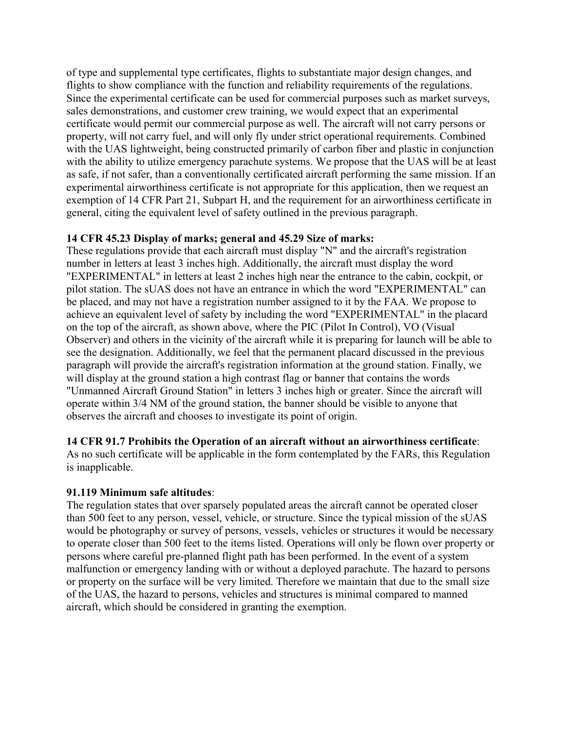of type and supplemental type certificates, flights to substantiate major design changes, and flights to show compliance with the function and reliability requirements of the regulations. Since the experimental certificate can be used for commercial purposes such as market surveys, sales demonstrations, and customer crew training, we would expect that an experimental certificate would permit our commercial purpose as well. The aircraft will not carry persons or property, will not carry fuel, and will only fly under strict operational requirements. Combined with the UAS lightweight, being constructed primarily of carbon fiber and plastic in conjunction with the ability to utilize emergency parachute systems. We propose that the UAS will be at least as safe, if not safer, than a conventionally certificated aircraft performing the same mission. If an experimental airworthiness certificate is not appropriate for this application, then we request an exemption of 14 CFR Part 21, Subpart H, and the requirement for an airworthiness certificate in general, citing the equivalent level of safety outlined in the previous paragraph.

**14 CFR 45.23 Display of marks; general and 45.29 Size of marks:**
These regulations provide that each aircraft must display "N" and the aircraft's registration number in letters at least 3 inches high. Additionally, the aircraft must display the word "EXPERIMENTAL" in letters at least 2 inches high near the entrance to the cabin, cockpit, or pilot station. The sUAS does not have an entrance in which the word "EXPERIMENTAL" can be placed, and may not have a registration number assigned to it by the FAA. We propose to achieve an equivalent level of safety by including the word "EXPERIMENTAL" in the placard on the top of the aircraft, as shown above, where the PIC (Pilot In Control), VO (Visual Observer) and others in the vicinity of the aircraft while it is preparing for launch will be able to see the designation. Additionally, we feel that the permanent placard discussed in the previous paragraph will provide the aircraft's registration information at the ground station. Finally, we will display at the ground station a high contrast flag or banner that contains the words "Unmanned Aircraft Ground Station" in letters 3 inches high or greater. Since the aircraft will operate within 3/4 NM of the ground station, the banner should be visible to anyone that observes the aircraft and chooses to investigate its point of origin.

**14 CFR 91.7 Prohibits the Operation of an aircraft without an airworthiness certificate**:
As no such certificate will be applicable in the form contemplated by the FARs, this Regulation is inapplicable.

**91.119 Minimum safe altitudes**:
The regulation states that over sparsely populated areas the aircraft cannot be operated closer than 500 feet to any person, vessel, vehicle, or structure. Since the typical mission of the sUAS would be photography or survey of persons, vessels, vehicles or structures it would be necessary to operate closer than 500 feet to the items listed. Operations will only be flown over property or persons where careful pre-planned flight path has been performed. In the event of a system malfunction or emergency landing with or without a deployed parachute. The hazard to persons or property on the surface will be very limited. Therefore we maintain that due to the small size of the UAS, the hazard to persons, vehicles and structures is minimal compared to manned aircraft, which should be considered in granting the exemption.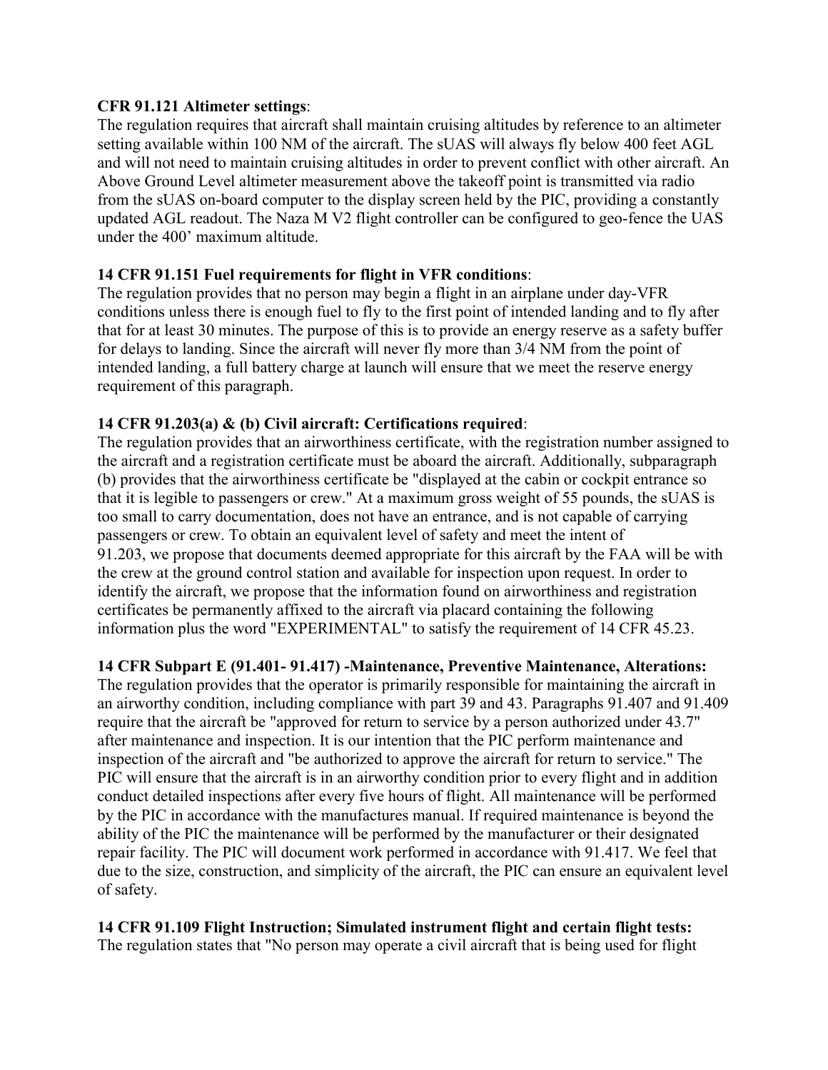**CFR 91.121 Altimeter settings**:

The regulation requires that aircraft shall maintain cruising altitudes by reference to an altimeter setting available within 100 NM of the aircraft. The sUAS will always fly below 400 feet AGL and will not need to maintain cruising altitudes in order to prevent conflict with other aircraft. An Above Ground Level altimeter measurement above the takeoff point is transmitted via radio from the sUAS on-board computer to the display screen held by the PIC, providing a constantly updated AGL readout. The Naza M V2 flight controller can be configured to geo-fence the UAS under the 400' maximum altitude.

**14 CFR 91.151 Fuel requirements for flight in VFR conditions**:

The regulation provides that no person may begin a flight in an airplane under day-VFR conditions unless there is enough fuel to fly to the first point of intended landing and to fly after that for at least 30 minutes. The purpose of this is to provide an energy reserve as a safety buffer for delays to landing. Since the aircraft will never fly more than 3/4 NM from the point of intended landing, a full battery charge at launch will ensure that we meet the reserve energy requirement of this paragraph.

**14 CFR 91.203(a) & (b) Civil aircraft: Certifications required**:

The regulation provides that an airworthiness certificate, with the registration number assigned to the aircraft and a registration certificate must be aboard the aircraft. Additionally, subparagraph (b) provides that the airworthiness certificate be "displayed at the cabin or cockpit entrance so that it is legible to passengers or crew." At a maximum gross weight of 55 pounds, the sUAS is too small to carry documentation, does not have an entrance, and is not capable of carrying passengers or crew. To obtain an equivalent level of safety and meet the intent of 91.203, we propose that documents deemed appropriate for this aircraft by the FAA will be with the crew at the ground control station and available for inspection upon request. In order to identify the aircraft, we propose that the information found on airworthiness and registration certificates be permanently affixed to the aircraft via placard containing the following information plus the word "EXPERIMENTAL" to satisfy the requirement of 14 CFR 45.23.

**14 CFR Subpart E (91.401- 91.417) -Maintenance, Preventive Maintenance, Alterations:**

The regulation provides that the operator is primarily responsible for maintaining the aircraft in an airworthy condition, including compliance with part 39 and 43. Paragraphs 91.407 and 91.409 require that the aircraft be "approved for return to service by a person authorized under 43.7" after maintenance and inspection. It is our intention that the PIC perform maintenance and inspection of the aircraft and "be authorized to approve the aircraft for return to service." The PIC will ensure that the aircraft is in an airworthy condition prior to every flight and in addition conduct detailed inspections after every five hours of flight. All maintenance will be performed by the PIC in accordance with the manufactures manual. If required maintenance is beyond the ability of the PIC the maintenance will be performed by the manufacturer or their designated repair facility. The PIC will document work performed in accordance with 91.417. We feel that due to the size, construction, and simplicity of the aircraft, the PIC can ensure an equivalent level of safety.

**14 CFR 91.109 Flight Instruction; Simulated instrument flight and certain flight tests:**

The regulation states that "No person may operate a civil aircraft that is being used for flight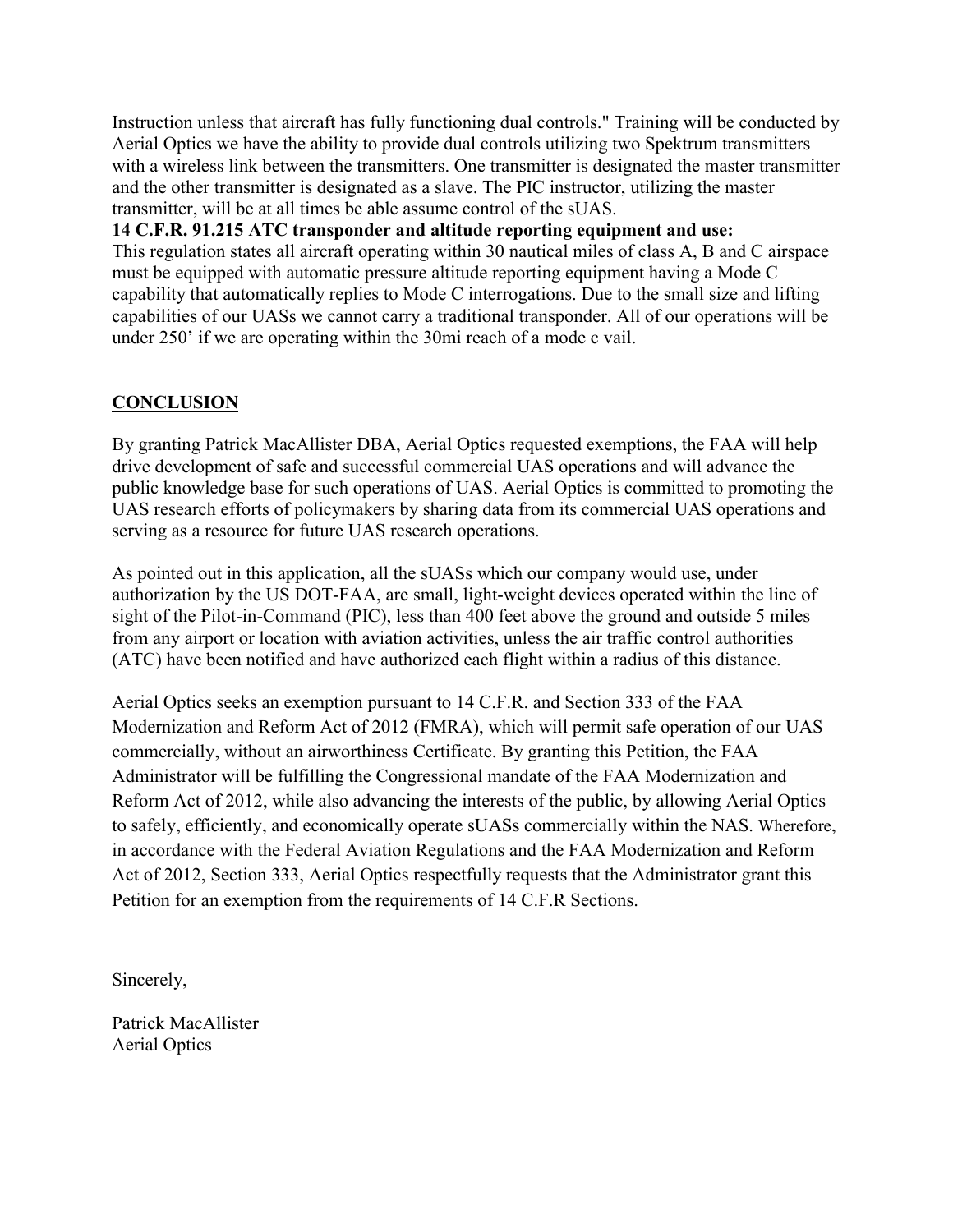Instruction unless that aircraft has fully functioning dual controls." Training will be conducted by Aerial Optics we have the ability to provide dual controls utilizing two Spektrum transmitters with a wireless link between the transmitters. One transmitter is designated the master transmitter and the other transmitter is designated as a slave. The PIC instructor, utilizing the master transmitter, will be at all times be able assume control of the sUAS.

**14 C.F.R. 91.215 ATC transponder and altitude reporting equipment and use:**

This regulation states all aircraft operating within 30 nautical miles of class A, B and C airspace must be equipped with automatic pressure altitude reporting equipment having a Mode C capability that automatically replies to Mode C interrogations. Due to the small size and lifting capabilities of our UASs we cannot carry a traditional transponder. All of our operations will be under 250' if we are operating within the 30mi reach of a mode c vail.

## CONCLUSION

By granting Patrick MacAllister DBA, Aerial Optics requested exemptions, the FAA will help drive development of safe and successful commercial UAS operations and will advance the public knowledge base for such operations of UAS. Aerial Optics is committed to promoting the UAS research efforts of policymakers by sharing data from its commercial UAS operations and serving as a resource for future UAS research operations.

As pointed out in this application, all the sUASs which our company would use, under authorization by the US DOT-FAA, are small, light-weight devices operated within the line of sight of the Pilot-in-Command (PIC), less than 400 feet above the ground and outside 5 miles from any airport or location with aviation activities, unless the air traffic control authorities (ATC) have been notified and have authorized each flight within a radius of this distance.

Aerial Optics seeks an exemption pursuant to 14 C.F.R. and Section 333 of the FAA Modernization and Reform Act of 2012 (FMRA), which will permit safe operation of our UAS commercially, without an airworthiness Certificate. By granting this Petition, the FAA Administrator will be fulfilling the Congressional mandate of the FAA Modernization and Reform Act of 2012, while also advancing the interests of the public, by allowing Aerial Optics to safely, efficiently, and economically operate sUASs commercially within the NAS. Wherefore, in accordance with the Federal Aviation Regulations and the FAA Modernization and Reform Act of 2012, Section 333, Aerial Optics respectfully requests that the Administrator grant this Petition for an exemption from the requirements of 14 C.F.R Sections.

Sincerely,

Patrick MacAllister
Aerial Optics